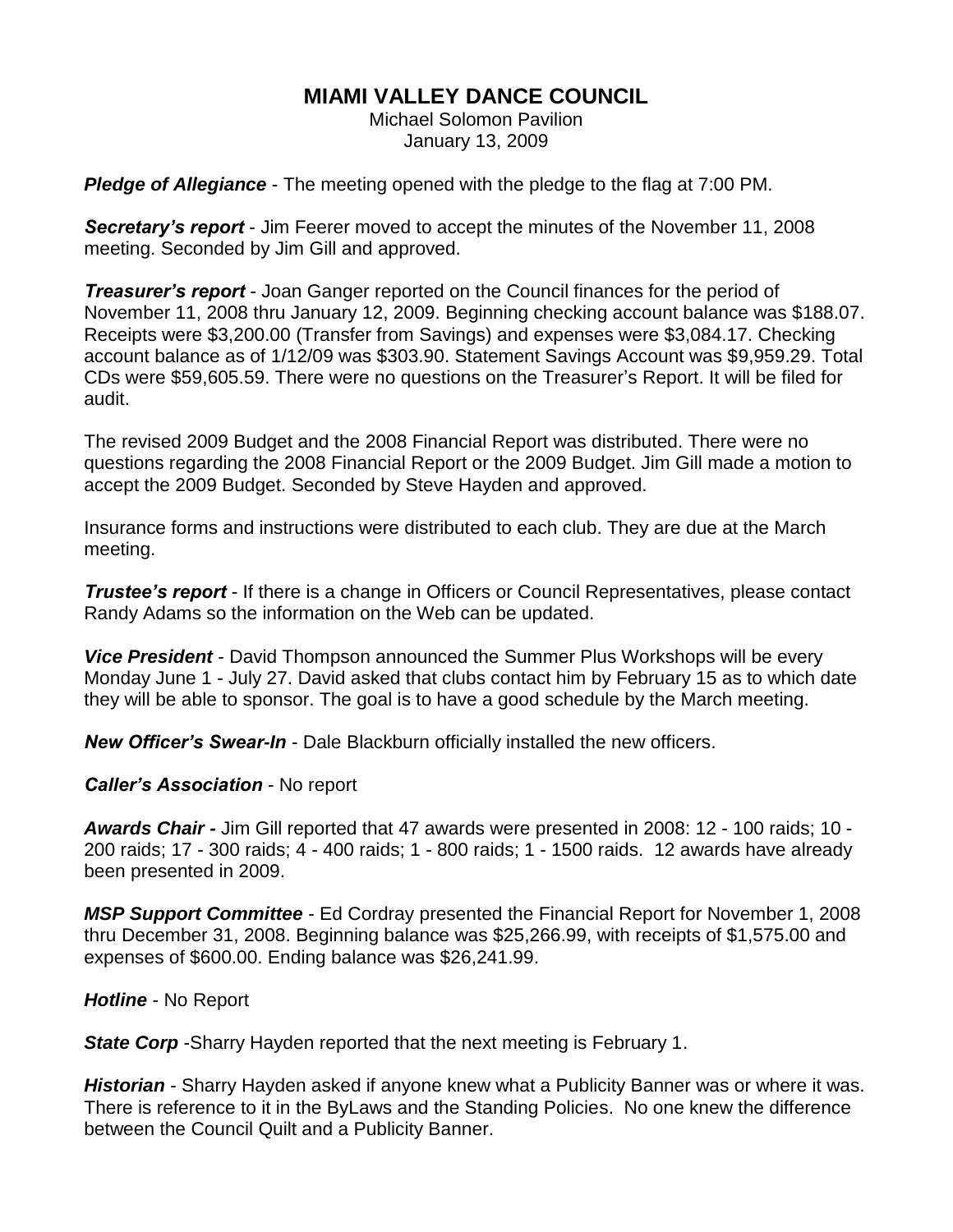# MIAMI VALLEY DANCE COUNCIL

Michael Solomon Pavilion
January 13, 2009

***Pledge of Allegiance*** - The meeting opened with the pledge to the flag at 7:00 PM.

***Secretary's report*** - Jim Feerer moved to accept the minutes of the November 11, 2008 meeting. Seconded by Jim Gill and approved.

***Treasurer's report*** - Joan Ganger reported on the Council finances for the period of November 11, 2008 thru January 12, 2009. Beginning checking account balance was $188.07. Receipts were $3,200.00 (Transfer from Savings) and expenses were $3,084.17. Checking account balance as of 1/12/09 was $303.90. Statement Savings Account was $9,959.29. Total CDs were $59,605.59. There were no questions on the Treasurer's Report. It will be filed for audit.

The revised 2009 Budget and the 2008 Financial Report was distributed. There were no questions regarding the 2008 Financial Report or the 2009 Budget. Jim Gill made a motion to accept the 2009 Budget. Seconded by Steve Hayden and approved.

Insurance forms and instructions were distributed to each club. They are due at the March meeting.

***Trustee's report*** - If there is a change in Officers or Council Representatives, please contact Randy Adams so the information on the Web can be updated.

***Vice President*** - David Thompson announced the Summer Plus Workshops will be every Monday June 1 - July 27. David asked that clubs contact him by February 15 as to which date they will be able to sponsor. The goal is to have a good schedule by the March meeting.

***New Officer's Swear-In*** - Dale Blackburn officially installed the new officers.

***Caller's Association*** - No report

***Awards Chair -*** Jim Gill reported that 47 awards were presented in 2008: 12 - 100 raids; 10 - 200 raids; 17 - 300 raids; 4 - 400 raids; 1 - 800 raids; 1 - 1500 raids. 12 awards have already been presented in 2009.

***MSP Support Committee*** - Ed Cordray presented the Financial Report for November 1, 2008 thru December 31, 2008. Beginning balance was $25,266.99, with receipts of $1,575.00 and expenses of $600.00. Ending balance was $26,241.99.

***Hotline*** - No Report

***State Corp*** -Sharry Hayden reported that the next meeting is February 1.

***Historian*** - Sharry Hayden asked if anyone knew what a Publicity Banner was or where it was. There is reference to it in the ByLaws and the Standing Policies. No one knew the difference between the Council Quilt and a Publicity Banner.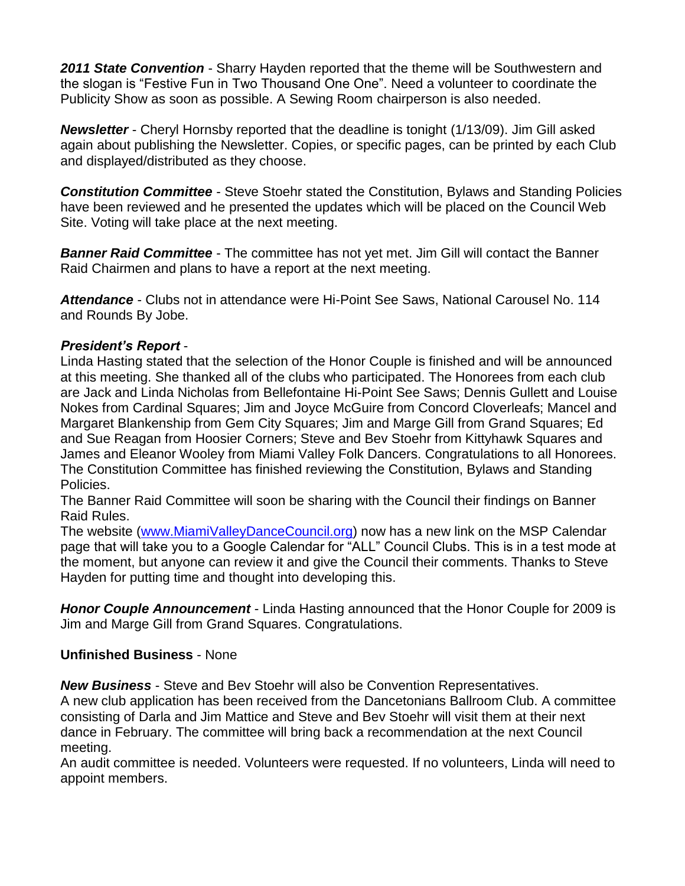***2011 State Convention*** - Sharry Hayden reported that the theme will be Southwestern and the slogan is "Festive Fun in Two Thousand One One". Need a volunteer to coordinate the Publicity Show as soon as possible. A Sewing Room chairperson is also needed.

***Newsletter*** - Cheryl Hornsby reported that the deadline is tonight (1/13/09). Jim Gill asked again about publishing the Newsletter. Copies, or specific pages, can be printed by each Club and displayed/distributed as they choose.

***Constitution Committee*** - Steve Stoehr stated the Constitution, Bylaws and Standing Policies have been reviewed and he presented the updates which will be placed on the Council Web Site. Voting will take place at the next meeting.

***Banner Raid Committee*** - The committee has not yet met. Jim Gill will contact the Banner Raid Chairmen and plans to have a report at the next meeting.

***Attendance*** - Clubs not in attendance were Hi-Point See Saws, National Carousel No. 114 and Rounds By Jobe.

***President's Report*** -
Linda Hasting stated that the selection of the Honor Couple is finished and will be announced at this meeting. She thanked all of the clubs who participated. The Honorees from each club are Jack and Linda Nicholas from Bellefontaine Hi-Point See Saws; Dennis Gullett and Louise Nokes from Cardinal Squares; Jim and Joyce McGuire from Concord Cloverleafs; Mancel and Margaret Blankenship from Gem City Squares; Jim and Marge Gill from Grand Squares; Ed and Sue Reagan from Hoosier Corners; Steve and Bev Stoehr from Kittyhawk Squares and James and Eleanor Wooley from Miami Valley Folk Dancers. Congratulations to all Honorees.
The Constitution Committee has finished reviewing the Constitution, Bylaws and Standing Policies.
The Banner Raid Committee will soon be sharing with the Council their findings on Banner Raid Rules.
The website (www.MiamiValleyDanceCouncil.org) now has a new link on the MSP Calendar page that will take you to a Google Calendar for "ALL" Council Clubs. This is in a test mode at the moment, but anyone can review it and give the Council their comments. Thanks to Steve Hayden for putting time and thought into developing this.

***Honor Couple Announcement*** - Linda Hasting announced that the Honor Couple for 2009 is Jim and Marge Gill from Grand Squares. Congratulations.

**Unfinished Business** - None

***New Business*** - Steve and Bev Stoehr will also be Convention Representatives.
A new club application has been received from the Dancetonians Ballroom Club. A committee consisting of Darla and Jim Mattice and Steve and Bev Stoehr will visit them at their next dance in February. The committee will bring back a recommendation at the next Council meeting.
An audit committee is needed. Volunteers were requested. If no volunteers, Linda will need to appoint members.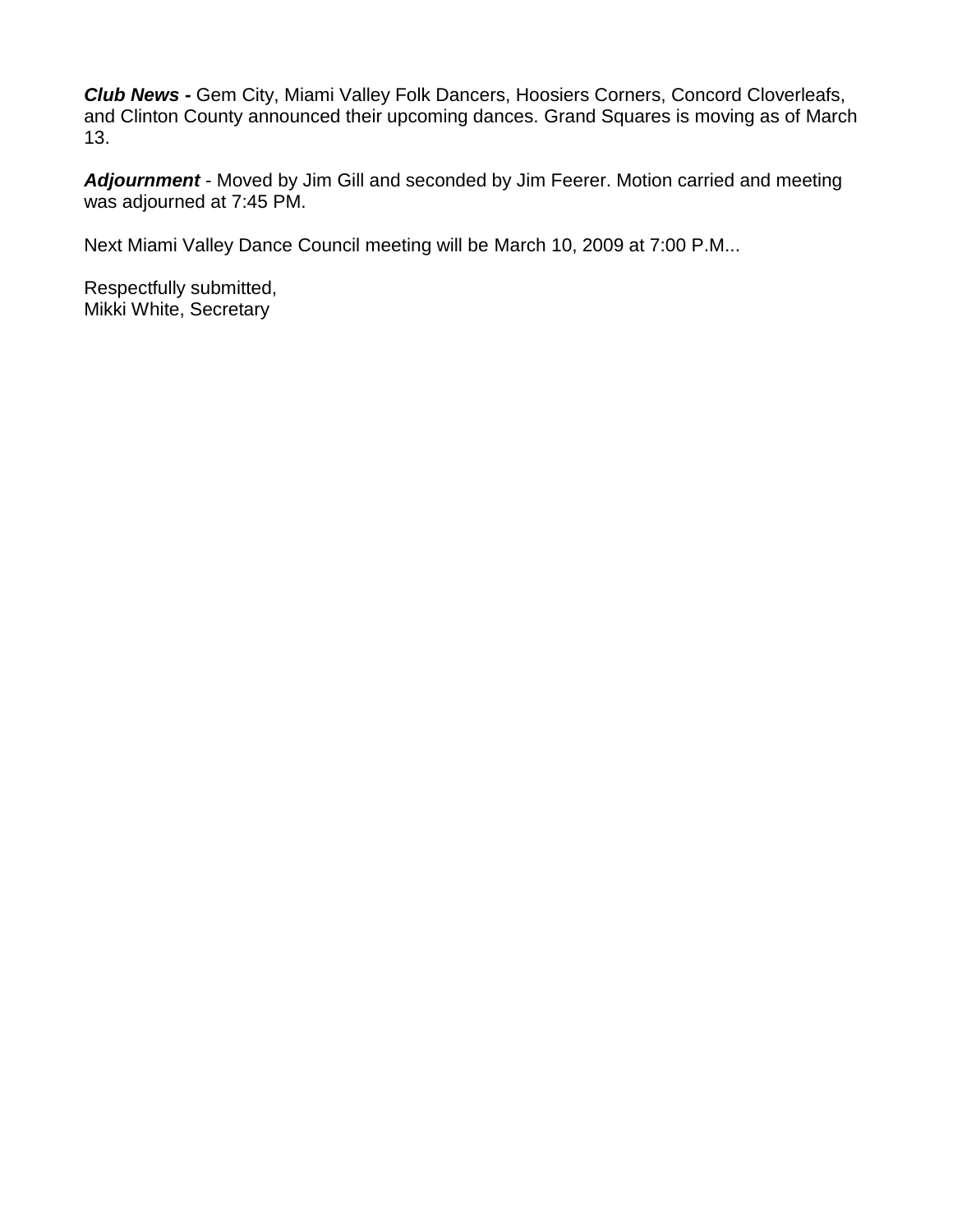***Club News -*** Gem City, Miami Valley Folk Dancers, Hoosiers Corners, Concord Cloverleafs, and Clinton County announced their upcoming dances. Grand Squares is moving as of March 13.

***Adjournment*** - Moved by Jim Gill and seconded by Jim Feerer. Motion carried and meeting was adjourned at 7:45 PM.

Next Miami Valley Dance Council meeting will be March 10, 2009 at 7:00 P.M...

Respectfully submitted,
Mikki White, Secretary